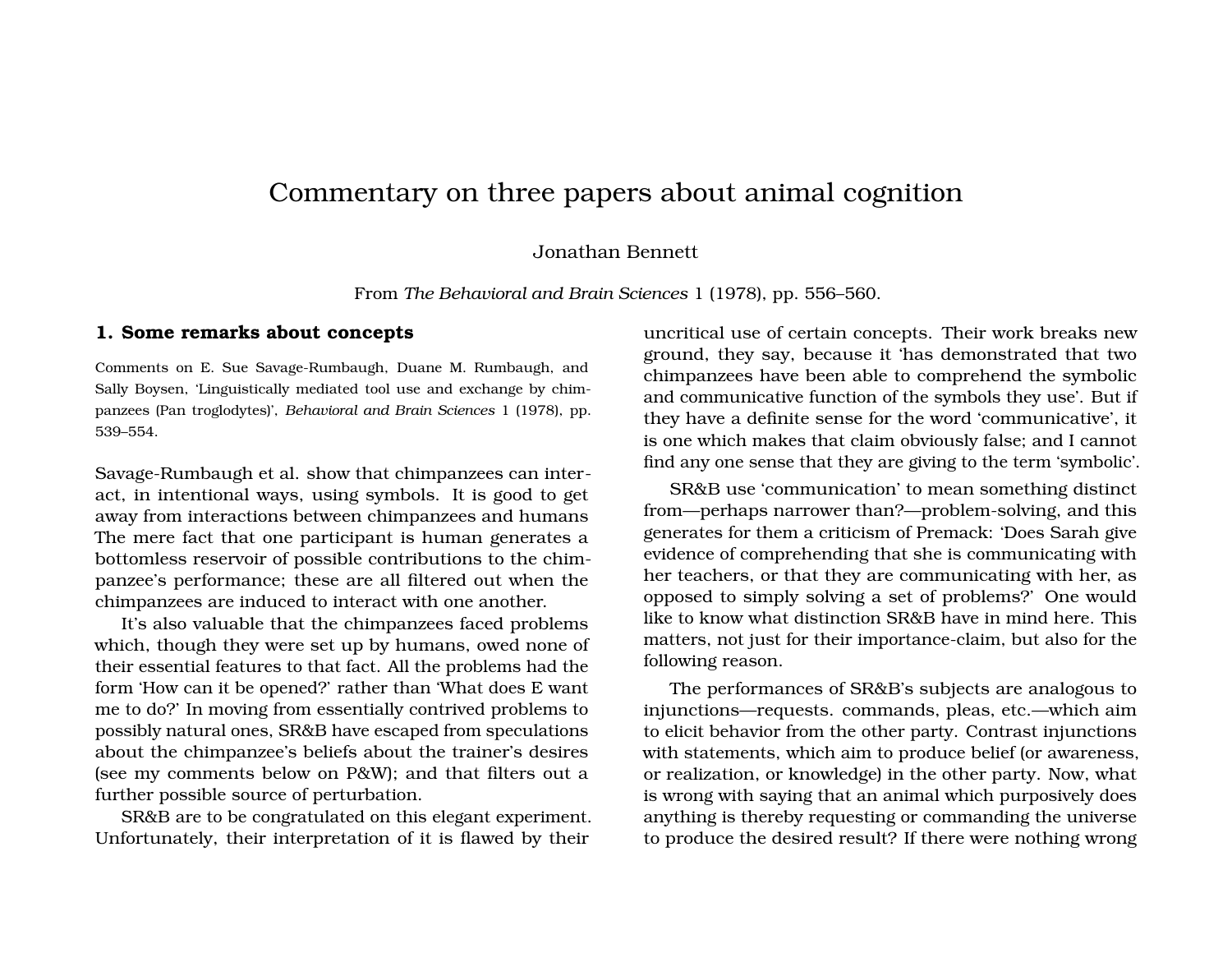# Commentary on three papers about animal cognition

Jonathan Bennett

From *The Behavioral and Brain Sciences* 1 (1978), pp. 556–560.

## 1. Some remarks about concepts

Comments on E. Sue Savage-Rumbaugh, Duane M. Rumbaugh, and Sally Boysen, 'Linguistically mediated tool use and exchange by chimpanzees (Pan troglodytes)', *Behavioral and Brain Sciences* 1 (1978), pp. 539–554.

Savage-Rumbaugh et al. show that chimpanzees can interact, in intentional ways, using symbols. It is good to get away from interactions between chimpanzees and humans The mere fact that one participant is human generates a bottomless reservoir of possible contributions to the chimpanzee's performance; these are all filtered out when the chimpanzees are induced to interact with one another.

It's also valuable that the chimpanzees faced problems which, though they were set up by humans, owed none of their essential features to that fact. All the problems had the form 'How can it be opened?' rather than 'What does E want me to do?' In moving from essentially contrived problems to possibly natural ones, SR&B have escaped from speculations about the chimpanzee's beliefs about the trainer's desires (see my comments below on P&W); and that filters out a further possible source of perturbation.

SR&B are to be congratulated on this elegant experiment. Unfortunately, their interpretation of it is flawed by their uncritical use of certain concepts. Their work breaks new ground, they say, because it 'has demonstrated that two chimpanzees have been able to comprehend the symbolic and communicative function of the symbols they use'. But if they have a definite sense for the word 'communicative', it is one which makes that claim obviously false; and I cannot find any one sense that they are giving to the term 'symbolic'.

SR&B use 'communication' to mean something distinct from—perhaps narrower than?—problem-solving, and this generates for them a criticism of Premack: 'Does Sarah give evidence of comprehending that she is communicating with her teachers, or that they are communicating with her, as opposed to simply solving a set of problems?' One would like to know what distinction SR&B have in mind here. This matters, not just for their importance-claim, but also for the following reason.

The performances of SR&B's subjects are analogous to injunctions—requests. commands, pleas, etc.—which aim to elicit behavior from the other party. Contrast injunctions with statements, which aim to produce belief (or awareness, or realization, or knowledge) in the other party. Now, what is wrong with saying that an animal which purposively does anything is thereby requesting or commanding the universe to produce the desired result? If there were nothing wrong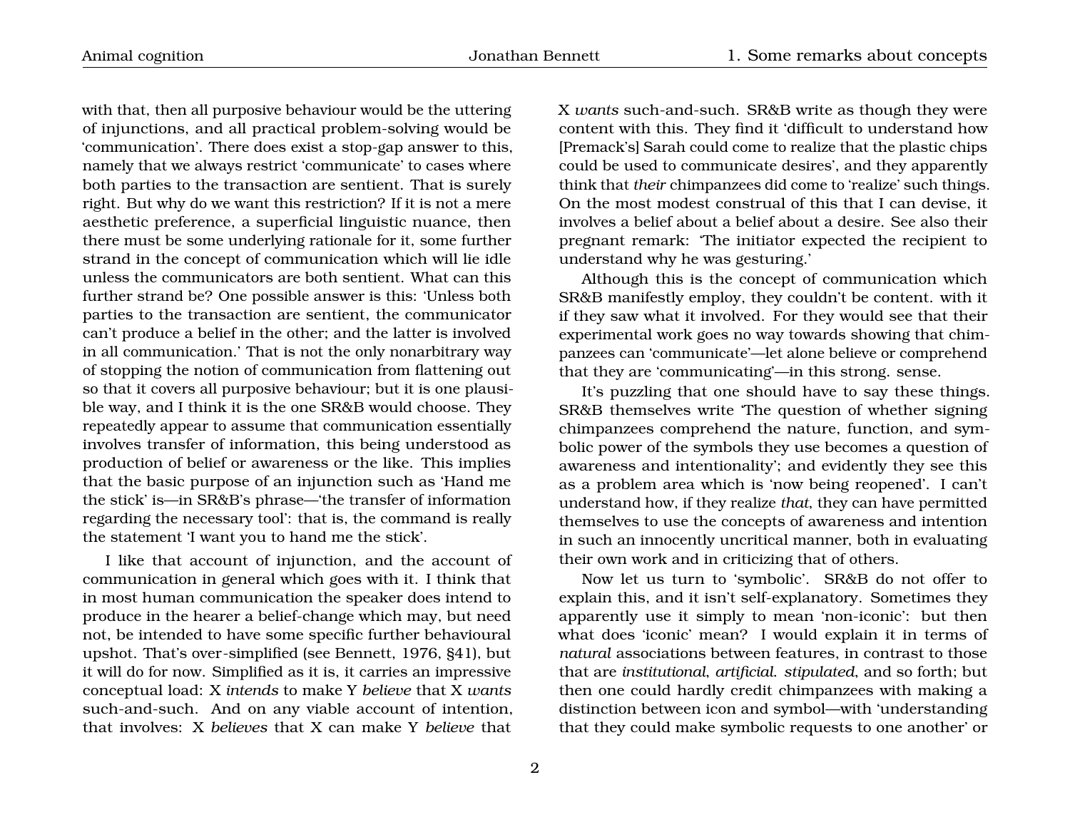with that, then all purposive behaviour would be the uttering of injunctions, and all practical problem-solving would be 'communication'. There does exist a stop-gap answer to this, namely that we always restrict 'communicate' to cases where both parties to the transaction are sentient. That is surely right. But why do we want this restriction? If it is not a mere aesthetic preference, a superficial linguistic nuance, then there must be some underlying rationale for it, some further strand in the concept of communication which will lie idle unless the communicators are both sentient. What can this further strand be? One possible answer is this: 'Unless both parties to the transaction are sentient, the communicator can't produce a belief in the other; and the latter is involved in all communication.' That is not the only nonarbitrary way of stopping the notion of communication from flattening out so that it covers all purposive behaviour; but it is one plausible way, and I think it is the one SR&B would choose. They repeatedly appear to assume that communication essentially involves transfer of information, this being understood as production of belief or awareness or the like. This implies that the basic purpose of an injunction such as 'Hand me the stick' is—in SR&B's phrase—'the transfer of information regarding the necessary tool': that is, the command is really the statement 'I want you to hand me the stick'.

I like that account of injunction, and the account of communication in general which goes with it. I think that in most human communication the speaker does intend to produce in the hearer a belief-change which may, but need not, be intended to have some specific further behavioural upshot. That's over-simplified (see Bennett, 1976, §41), but it will do for now. Simplified as it is, it carries an impressive conceptual load: X *intends* to make Y *believe* that X *wants* such-and-such. And on any viable account of intention, that involves: X *believes* that X can make Y *believe* that X *wants* such-and-such. SR&B write as though they were content with this. They find it 'difficult to understand how [Premack's] Sarah could come to realize that the plastic chips could be used to communicate desires', and they apparently think that *their* chimpanzees did come to 'realize' such things. On the most modest construal of this that I can devise, it involves a belief about a belief about a desire. See also their pregnant remark: 'The initiator expected the recipient to understand why he was gesturing.'

Although this is the concept of communication which SR&B manifestly employ, they couldn't be content. with it if they saw what it involved. For they would see that their experimental work goes no way towards showing that chimpanzees can 'communicate'—let alone believe or comprehend that they are 'communicating'—in this strong. sense.

It's puzzling that one should have to say these things. SR&B themselves write 'The question of whether signing chimpanzees comprehend the nature, function, and symbolic power of the symbols they use becomes a question of awareness and intentionality'; and evidently they see this as a problem area which is 'now being reopened'. I can't understand how, if they realize *that*, they can have permitted themselves to use the concepts of awareness and intention in such an innocently uncritical manner, both in evaluating their own work and in criticizing that of others.

Now let us turn to 'symbolic'. SR&B do not offer to explain this, and it isn't self-explanatory. Sometimes they apparently use it simply to mean 'non-iconic': but then what does 'iconic' mean? I would explain it in terms of *natural* associations between features, in contrast to those that are *institutional*, *artificial*. *stipulated*, and so forth; but then one could hardly credit chimpanzees with making a distinction between icon and symbol—with 'understanding that they could make symbolic requests to one another' or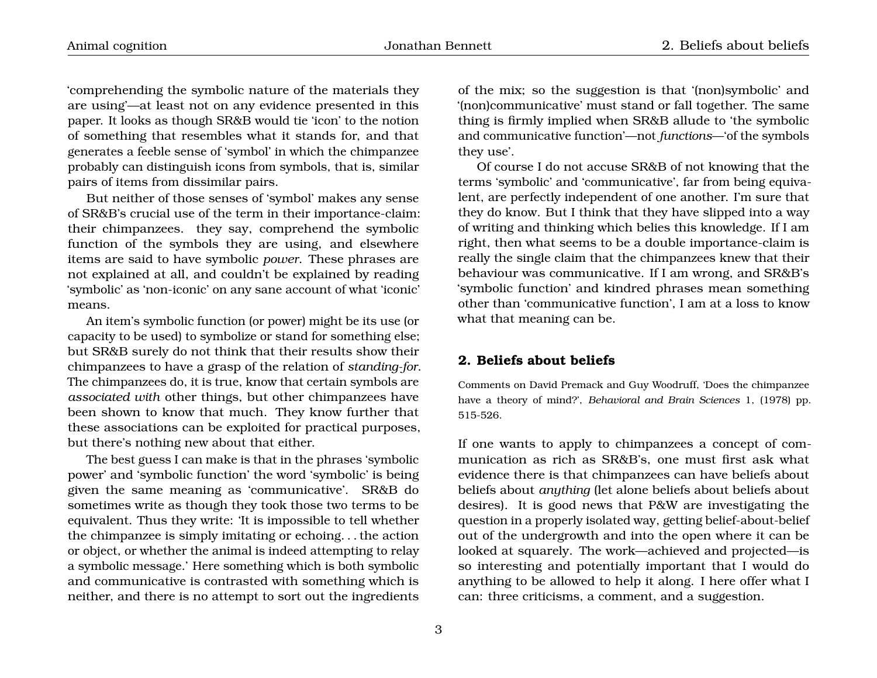'comprehending the symbolic nature of the materials they are using'—at least not on any evidence presented in this paper. It looks as though SR&B would tie 'icon' to the notion of something that resembles what it stands for, and that generates a feeble sense of 'symbol' in which the chimpanzee probably can distinguish icons from symbols, that is, similar pairs of items from dissimilar pairs.

But neither of those senses of 'symbol' makes any sense of SR&B's crucial use of the term in their importance-claim: their chimpanzees. they say, comprehend the symbolic function of the symbols they are using, and elsewhere items are said to have symbolic *power*. These phrases are not explained at all, and couldn't be explained by reading 'symbolic' as 'non-iconic' on any sane account of what 'iconic' means.

An item's symbolic function (or power) might be its use (or capacity to be used) to symbolize or stand for something else; but SR&B surely do not think that their results show their chimpanzees to have a grasp of the relation of *standing-for*. The chimpanzees do, it is true, know that certain symbols are *associated with* other things, but other chimpanzees have been shown to know that much. They know further that these associations can be exploited for practical purposes, but there's nothing new about that either.

The best guess I can make is that in the phrases 'symbolic power' and 'symbolic function' the word 'symbolic' is being given the same meaning as 'communicative'. SR&B do sometimes write as though they took those two terms to be equivalent. Thus they write: 'It is impossible to tell whether the chimpanzee is simply imitating or echoing. . . the action or object, or whether the animal is indeed attempting to relay a symbolic message.' Here something which is both symbolic and communicative is contrasted with something which is neither, and there is no attempt to sort out the ingredients of the mix; so the suggestion is that '(non)symbolic' and '(non)communicative' must stand or fall together. The same thing is firmly implied when SR&B allude to 'the symbolic and communicative function'—not *functions*—'of the symbols they use'.

Of course I do not accuse SR&B of not knowing that the terms 'symbolic' and 'communicative', far from being equivalent, are perfectly independent of one another. I'm sure that they do know. But I think that they have slipped into a way of writing and thinking which belies this knowledge. If I am right, then what seems to be a double importance-claim is really the single claim that the chimpanzees knew that their behaviour was communicative. If I am wrong, and SR&B's 'symbolic function' and kindred phrases mean something other than 'communicative function', I am at a loss to know what that meaning can be.

## 2. Beliefs about beliefs

Comments on David Premack and Guy Woodruff, 'Does the chimpanzee have a theory of mind?', *Behavioral and Brain Sciences* 1, (1978) pp. 515-526.

If one wants to apply to chimpanzees a concept of communication as rich as SR&B's, one must first ask what evidence there is that chimpanzees can have beliefs about beliefs about *anything* (let alone beliefs about beliefs about desires). It is good news that P&W are investigating the question in a properly isolated way, getting belief-about-belief out of the undergrowth and into the open where it can be looked at squarely. The work—achieved and projected—is so interesting and potentially important that I would do anything to be allowed to help it along. I here offer what I can: three criticisms, a comment, and a suggestion.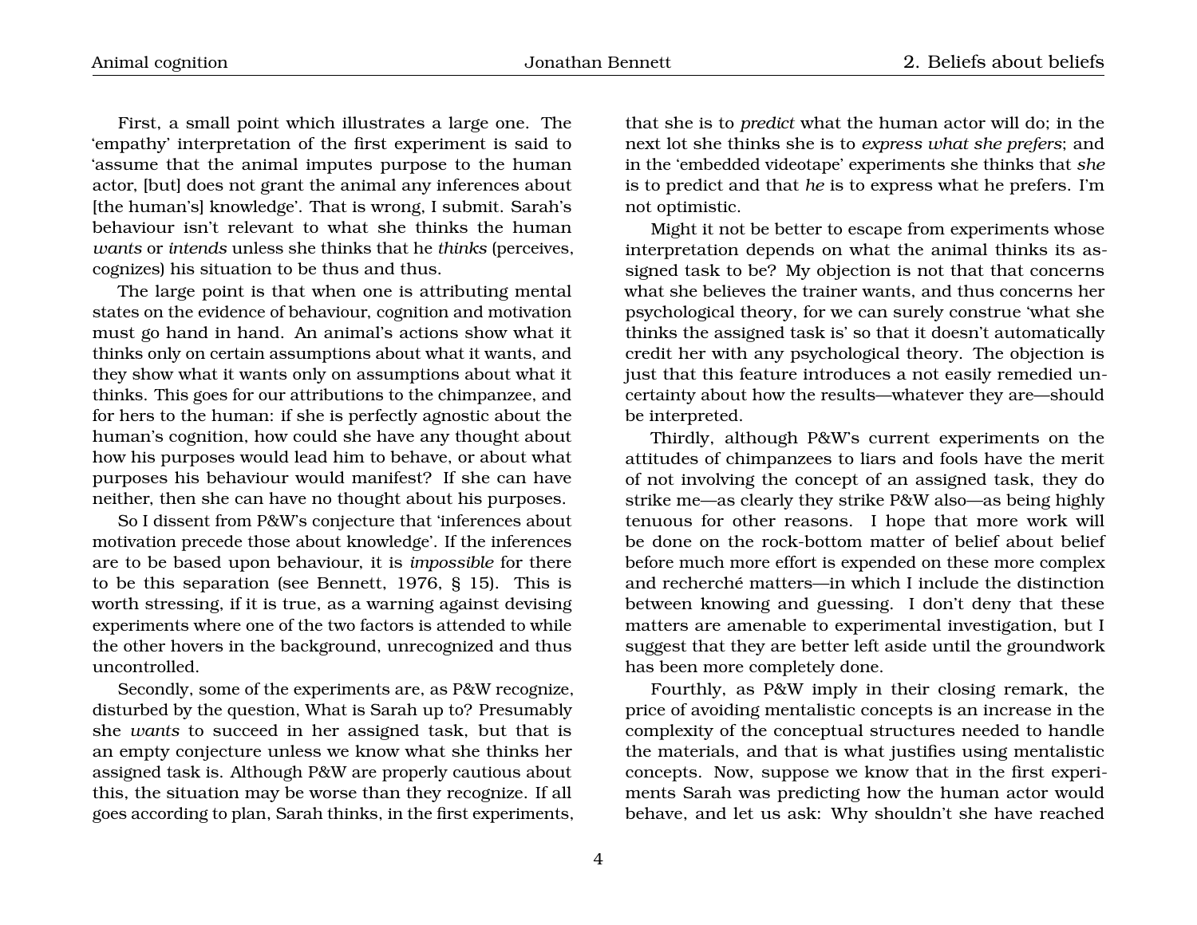First, a small point which illustrates a large one. The 'empathy' interpretation of the first experiment is said to 'assume that the animal imputes purpose to the human actor, [but] does not grant the animal any inferences about [the human's] knowledge'. That is wrong, I submit. Sarah's behaviour isn't relevant to what she thinks the human *wants* or *intends* unless she thinks that he *thinks* (perceives, cognizes) his situation to be thus and thus.

The large point is that when one is attributing mental states on the evidence of behaviour, cognition and motivation must go hand in hand. An animal's actions show what it thinks only on certain assumptions about what it wants, and they show what it wants only on assumptions about what it thinks. This goes for our attributions to the chimpanzee, and for hers to the human: if she is perfectly agnostic about the human's cognition, how could she have any thought about how his purposes would lead him to behave, or about what purposes his behaviour would manifest? If she can have neither, then she can have no thought about his purposes.

So I dissent from P&W's conjecture that 'inferences about motivation precede those about knowledge'. If the inferences are to be based upon behaviour, it is *impossible* for there to be this separation (see Bennett, 1976, § 15). This is worth stressing, if it is true, as a warning against devising experiments where one of the two factors is attended to while the other hovers in the background, unrecognized and thus uncontrolled.

Secondly, some of the experiments are, as P&W recognize, disturbed by the question, What is Sarah up to? Presumably she *wants* to succeed in her assigned task, but that is an empty conjecture unless we know what she thinks her assigned task is. Although P&W are properly cautious about this, the situation may be worse than they recognize. If all goes according to plan, Sarah thinks, in the first experiments, that she is to *predict* what the human actor will do; in the next lot she thinks she is to *express what she prefers*; and in the 'embedded videotape' experiments she thinks that *she* is to predict and that *he* is to express what he prefers. I'm not optimistic.

Might it not be better to escape from experiments whose interpretation depends on what the animal thinks its assigned task to be? My objection is not that that concerns what she believes the trainer wants, and thus concerns her psychological theory, for we can surely construe 'what she thinks the assigned task is' so that it doesn't automatically credit her with any psychological theory. The objection is just that this feature introduces a not easily remedied uncertainty about how the results—whatever they are—should be interpreted.

Thirdly, although P&W's current experiments on the attitudes of chimpanzees to liars and fools have the merit of not involving the concept of an assigned task, they do strike me—as clearly they strike P&W also—as being highly tenuous for other reasons. I hope that more work will be done on the rock-bottom matter of belief about belief before much more effort is expended on these more complex and recherché matters—in which I include the distinction between knowing and guessing. I don't deny that these matters are amenable to experimental investigation, but I suggest that they are better left aside until the groundwork has been more completely done.

Fourthly, as P&W imply in their closing remark, the price of avoiding mentalistic concepts is an increase in the complexity of the conceptual structures needed to handle the materials, and that is what justifies using mentalistic concepts. Now, suppose we know that in the first experiments Sarah was predicting how the human actor would behave, and let us ask: Why shouldn't she have reached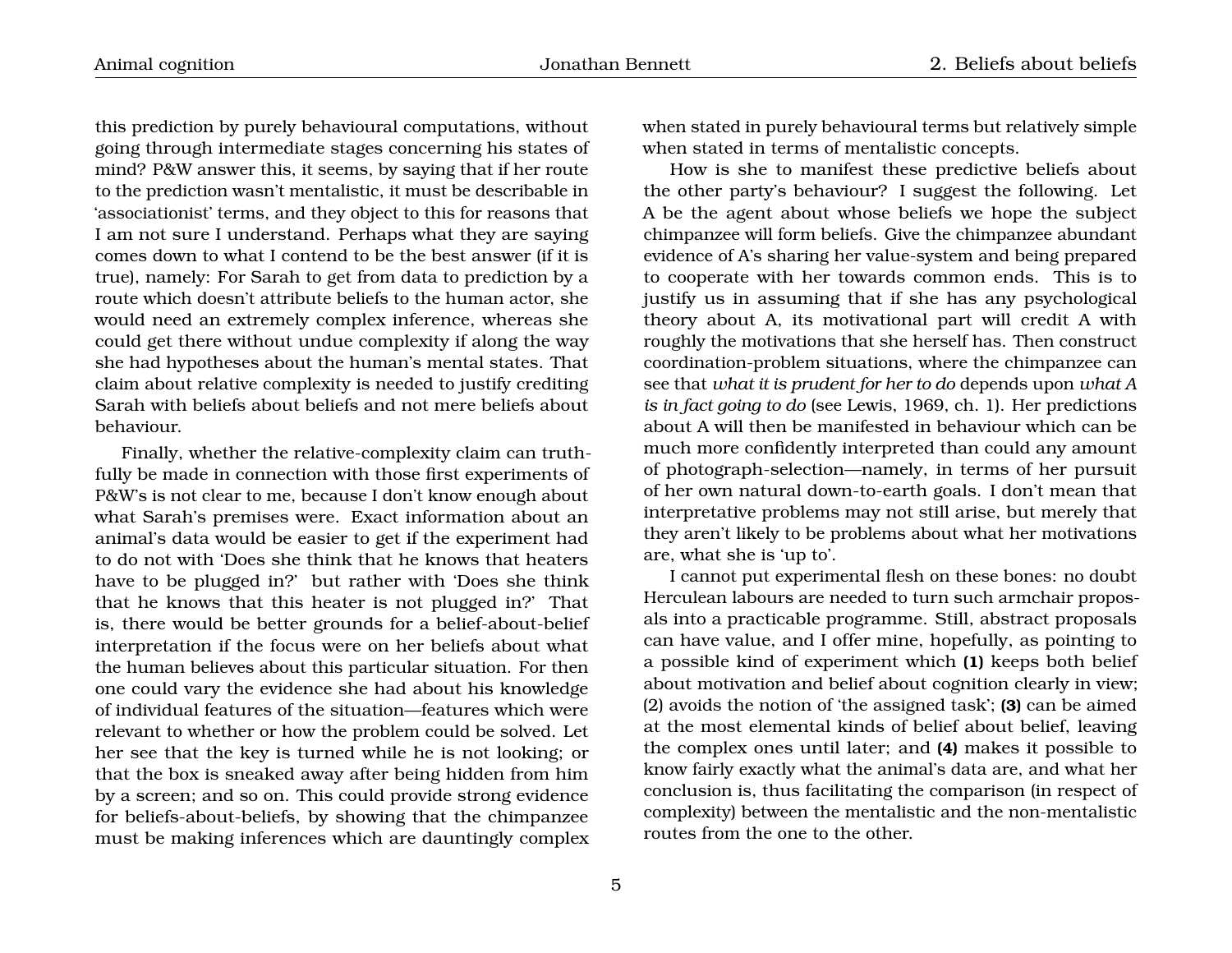this prediction by purely behavioural computations, without going through intermediate stages concerning his states of mind? P&W answer this, it seems, by saying that if her route to the prediction wasn't mentalistic, it must be describable in 'associationist' terms, and they object to this for reasons that I am not sure I understand. Perhaps what they are saying comes down to what I contend to be the best answer (if it is true), namely: For Sarah to get from data to prediction by a route which doesn't attribute beliefs to the human actor, she would need an extremely complex inference, whereas she could get there without undue complexity if along the way she had hypotheses about the human's mental states. That claim about relative complexity is needed to justify crediting Sarah with beliefs about beliefs and not mere beliefs about behaviour.

Finally, whether the relative-complexity claim can truthfully be made in connection with those first experiments of P&W's is not clear to me, because I don't know enough about what Sarah's premises were. Exact information about an animal's data would be easier to get if the experiment had to do not with 'Does she think that he knows that heaters have to be plugged in?' but rather with 'Does she think that he knows that this heater is not plugged in?' That is, there would be better grounds for a belief-about-belief interpretation if the focus were on her beliefs about what the human believes about this particular situation. For then one could vary the evidence she had about his knowledge of individual features of the situation—features which were relevant to whether or how the problem could be solved. Let her see that the key is turned while he is not looking; or that the box is sneaked away after being hidden from him by a screen; and so on. This could provide strong evidence for beliefs-about-beliefs, by showing that the chimpanzee must be making inferences which are dauntingly complex when stated in purely behavioural terms but relatively simple when stated in terms of mentalistic concepts.

How is she to manifest these predictive beliefs about the other party's behaviour? I suggest the following. Let A be the agent about whose beliefs we hope the subject chimpanzee will form beliefs. Give the chimpanzee abundant evidence of A's sharing her value-system and being prepared to cooperate with her towards common ends. This is to justify us in assuming that if she has any psychological theory about A, its motivational part will credit A with roughly the motivations that she herself has. Then construct coordination-problem situations, where the chimpanzee can see that *what it is prudent for her to do* depends upon *what A is in fact going to do* (see Lewis, 1969, ch. 1). Her predictions about A will then be manifested in behaviour which can be much more confidently interpreted than could any amount of photograph-selection—namely, in terms of her pursuit of her own natural down-to-earth goals. I don't mean that interpretative problems may not still arise, but merely that they aren't likely to be problems about what her motivations are, what she is 'up to'.

I cannot put experimental flesh on these bones: no doubt Herculean labours are needed to turn such armchair proposals into a practicable programme. Still, abstract proposals can have value, and I offer mine, hopefully, as pointing to a possible kind of experiment which **(1)** keeps both belief about motivation and belief about cognition clearly in view; (2) avoids the notion of 'the assigned task'; **(3)** can be aimed at the most elemental kinds of belief about belief, leaving the complex ones until later; and **(4)** makes it possible to know fairly exactly what the animal's data are, and what her conclusion is, thus facilitating the comparison (in respect of complexity) between the mentalistic and the non-mentalistic routes from the one to the other.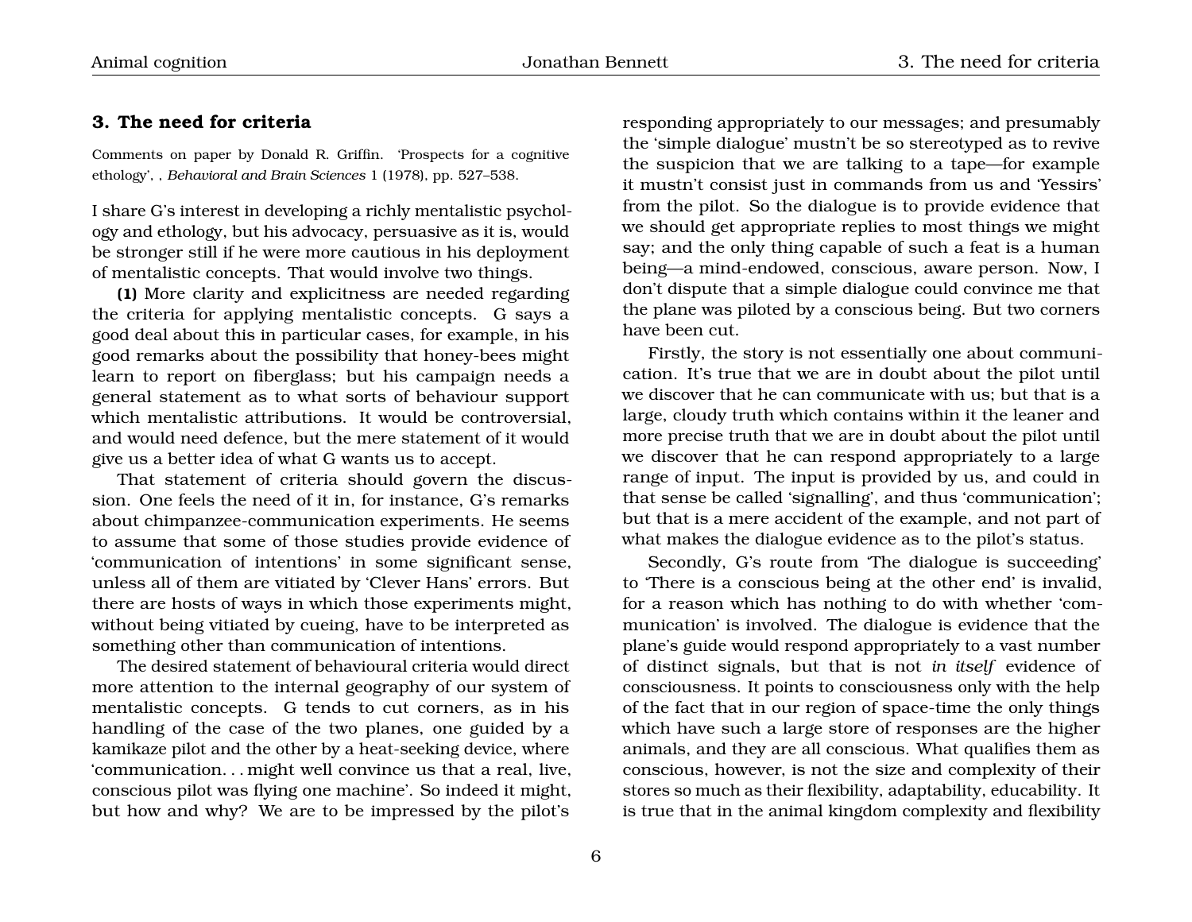## 3. The need for criteria

Comments on paper by Donald R. Griffin. 'Prospects for a cognitive ethology', , *Behavioral and Brain Sciences* 1 (1978), pp. 527–538.

I share G's interest in developing a richly mentalistic psychology and ethology, but his advocacy, persuasive as it is, would be stronger still if he were more cautious in his deployment of mentalistic concepts. That would involve two things.

**(1)** More clarity and explicitness are needed regarding the criteria for applying mentalistic concepts. G says a good deal about this in particular cases, for example, in his good remarks about the possibility that honey-bees might learn to report on fiberglass; but his campaign needs a general statement as to what sorts of behaviour support which mentalistic attributions. It would be controversial, and would need defence, but the mere statement of it would give us a better idea of what G wants us to accept.

That statement of criteria should govern the discussion. One feels the need of it in, for instance, G's remarks about chimpanzee-communication experiments. He seems to assume that some of those studies provide evidence of 'communication of intentions' in some significant sense, unless all of them are vitiated by 'Clever Hans' errors. But there are hosts of ways in which those experiments might, without being vitiated by cueing, have to be interpreted as something other than communication of intentions.

The desired statement of behavioural criteria would direct more attention to the internal geography of our system of mentalistic concepts. G tends to cut corners, as in his handling of the case of the two planes, one guided by a kamikaze pilot and the other by a heat-seeking device, where 'communication. . . might well convince us that a real, live, conscious pilot was flying one machine'. So indeed it might, but how and why? We are to be impressed by the pilot's responding appropriately to our messages; and presumably the 'simple dialogue' mustn't be so stereotyped as to revive the suspicion that we are talking to a tape—for example it mustn't consist just in commands from us and 'Yessirs' from the pilot. So the dialogue is to provide evidence that we should get appropriate replies to most things we might say; and the only thing capable of such a feat is a human being—a mind-endowed, conscious, aware person. Now, I don't dispute that a simple dialogue could convince me that the plane was piloted by a conscious being. But two corners have been cut.

Firstly, the story is not essentially one about communication. It's true that we are in doubt about the pilot until we discover that he can communicate with us; but that is a large, cloudy truth which contains within it the leaner and more precise truth that we are in doubt about the pilot until we discover that he can respond appropriately to a large range of input. The input is provided by us, and could in that sense be called 'signalling', and thus 'communication'; but that is a mere accident of the example, and not part of what makes the dialogue evidence as to the pilot's status.

Secondly, G's route from 'The dialogue is succeeding' to 'There is a conscious being at the other end' is invalid, for a reason which has nothing to do with whether 'communication' is involved. The dialogue is evidence that the plane's guide would respond appropriately to a vast number of distinct signals, but that is not *in itself* evidence of consciousness. It points to consciousness only with the help of the fact that in our region of space-time the only things which have such a large store of responses are the higher animals, and they are all conscious. What qualifies them as conscious, however, is not the size and complexity of their stores so much as their flexibility, adaptability, educability. It is true that in the animal kingdom complexity and flexibility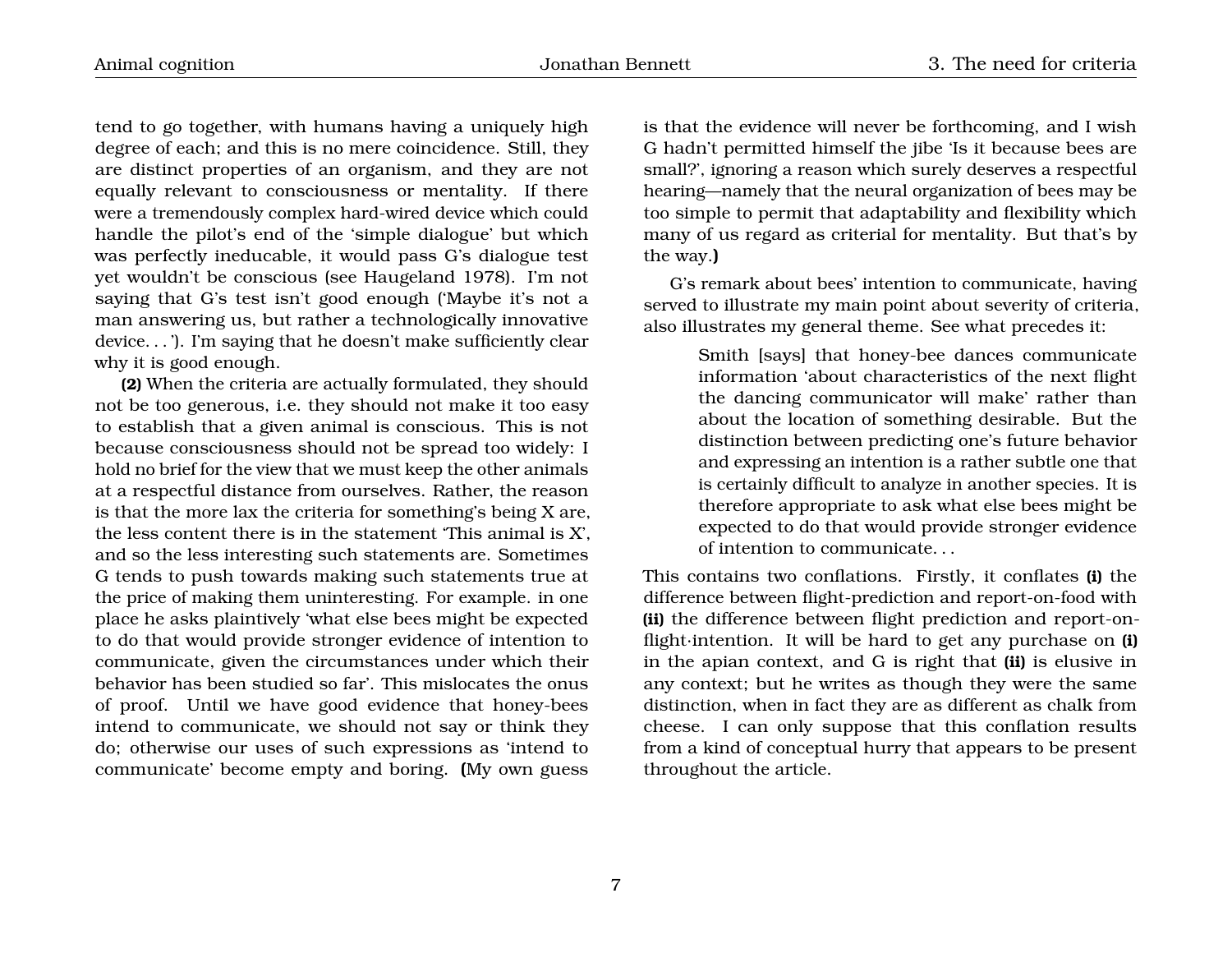tend to go together, with humans having a uniquely high degree of each; and this is no mere coincidence. Still, they are distinct properties of an organism, and they are not equally relevant to consciousness or mentality. If there were a tremendously complex hard-wired device which could handle the pilot's end of the 'simple dialogue' but which was perfectly ineducable, it would pass G's dialogue test yet wouldn't be conscious (see Haugeland 1978). I'm not saying that G's test isn't good enough ('Maybe it's not a man answering us, but rather a technologically innovative device. . . '). I'm saying that he doesn't make sufficiently clear why it is good enough.

**(2)** When the criteria are actually formulated, they should not be too generous, i.e. they should not make it too easy to establish that a given animal is conscious. This is not because consciousness should not be spread too widely: I hold no brief for the view that we must keep the other animals at a respectful distance from ourselves. Rather, the reason is that the more lax the criteria for something's being X are, the less content there is in the statement 'This animal is X', and so the less interesting such statements are. Sometimes G tends to push towards making such statements true at the price of making them uninteresting. For example. in one place he asks plaintively 'what else bees might be expected to do that would provide stronger evidence of intention to communicate, given the circumstances under which their behavior has been studied so far'. This mislocates the onus of proof. Until we have good evidence that honey-bees intend to communicate, we should not say or think they do; otherwise our uses of such expressions as 'intend to communicate' become empty and boring. **(**My own guess is that the evidence will never be forthcoming, and I wish G hadn't permitted himself the jibe 'Is it because bees are small?', ignoring a reason which surely deserves a respectful hearing—namely that the neural organization of bees may be too simple to permit that adaptability and flexibility which many of us regard as criterial for mentality. But that's by the way.**)**

G's remark about bees' intention to communicate, having served to illustrate my main point about severity of criteria, also illustrates my general theme. See what precedes it:

> Smith [says] that honey-bee dances communicate information 'about characteristics of the next flight the dancing communicator will make' rather than about the location of something desirable. But the distinction between predicting one's future behavior and expressing an intention is a rather subtle one that is certainly difficult to analyze in another species. It is therefore appropriate to ask what else bees might be expected to do that would provide stronger evidence of intention to communicate. . .

This contains two conflations. Firstly, it conflates **(i)** the difference between flight-prediction and report-on-food with **(ii)** the difference between flight prediction and report-on-flight-intention. It will be hard to get any purchase on **(i)** in the apian context, and G is right that **(ii)** is elusive in any context; but he writes as though they were the same distinction, when in fact they are as different as chalk from cheese. I can only suppose that this conflation results from a kind of conceptual hurry that appears to be present throughout the article.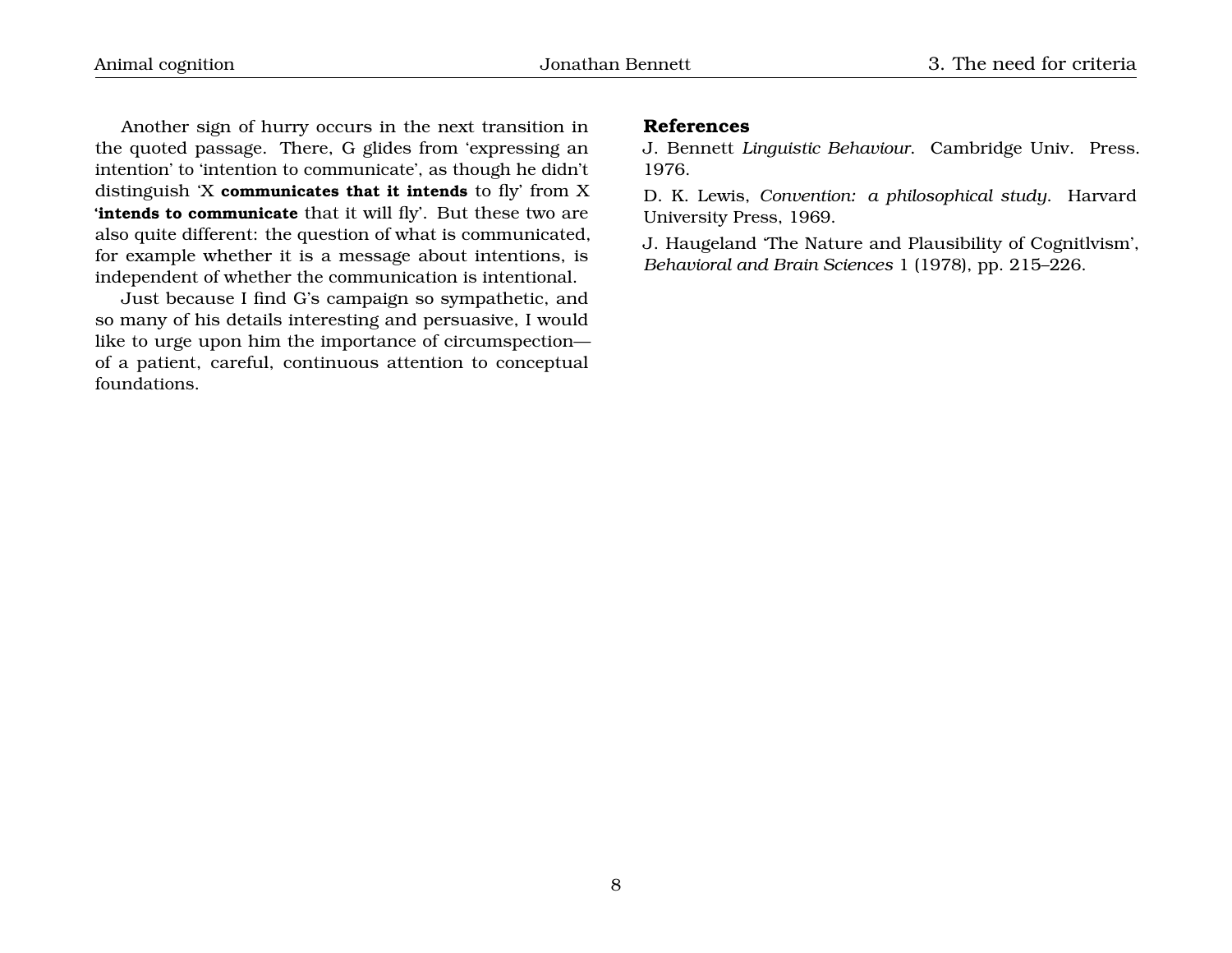Another sign of hurry occurs in the next transition in the quoted passage. There, G glides from 'expressing an intention' to 'intention to communicate', as though he didn't distinguish 'X **communicates that it intends** to fly' from X '**intends to communicate** that it will fly'. But these two are also quite different: the question of what is communicated, for example whether it is a message about intentions, is independent of whether the communication is intentional.

Just because I find G's campaign so sympathetic, and so many of his details interesting and persuasive, I would like to urge upon him the importance of circumspection—of a patient, careful, continuous attention to conceptual foundations.

## References

J. Bennett *Linguistic Behaviour*. Cambridge Univ. Press. 1976.

D. K. Lewis, *Convention: a philosophical study*. Harvard University Press, 1969.

J. Haugeland 'The Nature and Plausibility of Cognitlvism', *Behavioral and Brain Sciences* 1 (1978), pp. 215–226.